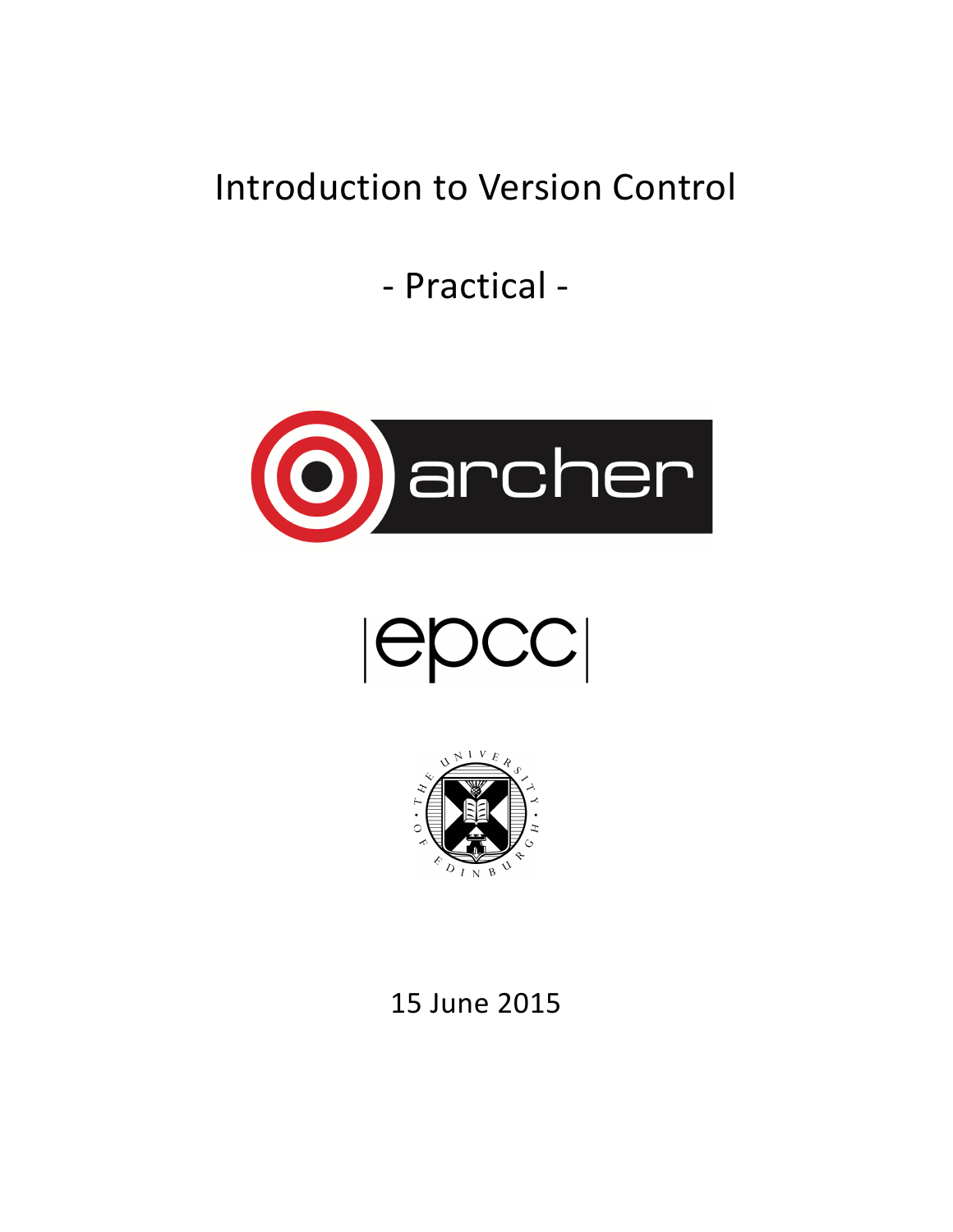# Introduction to Version Control

## - Practical -

15 June 2015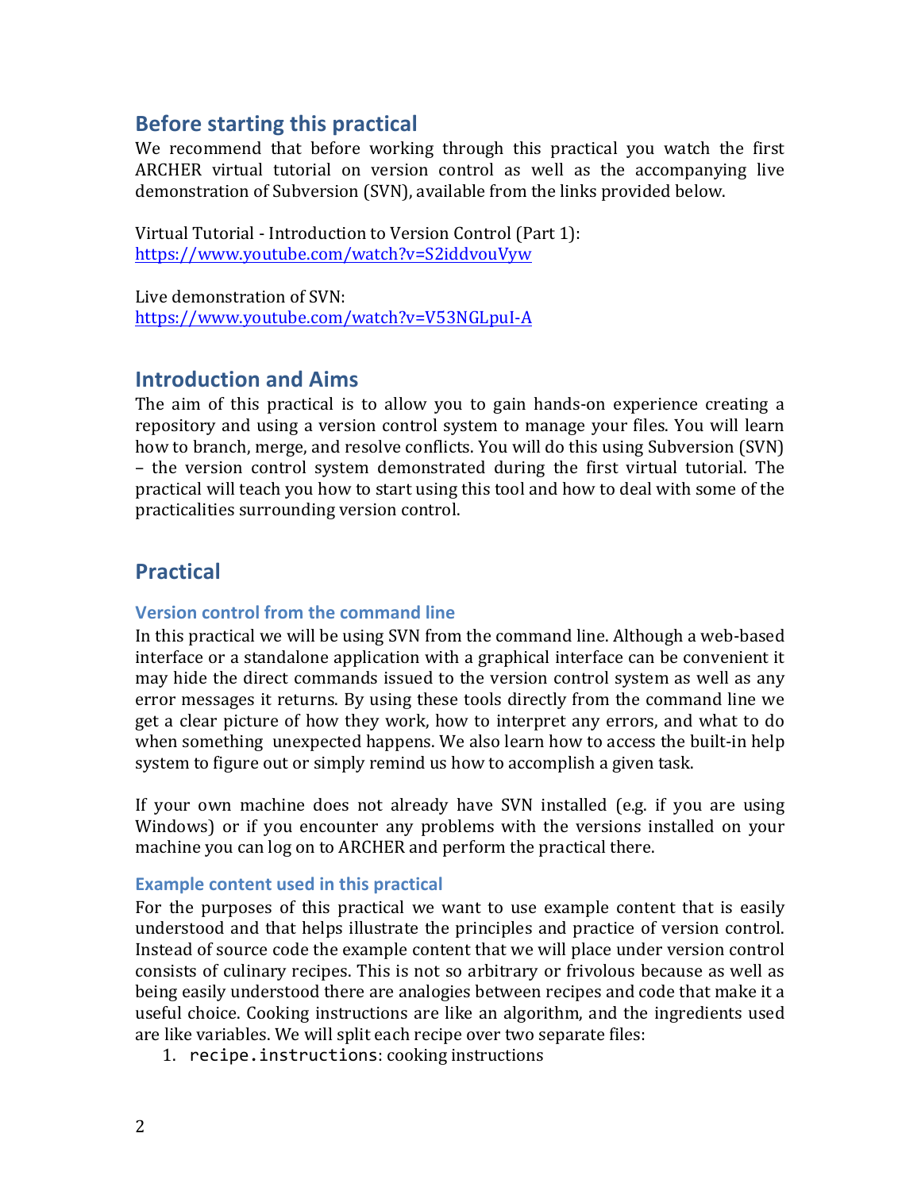## Before starting this practical

We recommend that before working through this practical you watch the first ARCHER virtual tutorial on version control as well as the accompanying live demonstration of Subversion (SVN), available from the links provided below.

Virtual Tutorial - Introduction to Version Control (Part 1):
https://www.youtube.com/watch?v=S2iddvouVyw

Live demonstration of SVN:
https://www.youtube.com/watch?v=V53NGLpuI-A

## Introduction and Aims

The aim of this practical is to allow you to gain hands-on experience creating a repository and using a version control system to manage your files. You will learn how to branch, merge, and resolve conflicts. You will do this using Subversion (SVN) – the version control system demonstrated during the first virtual tutorial. The practical will teach you how to start using this tool and how to deal with some of the practicalities surrounding version control.

## Practical

### Version control from the command line

In this practical we will be using SVN from the command line. Although a web-based interface or a standalone application with a graphical interface can be convenient it may hide the direct commands issued to the version control system as well as any error messages it returns. By using these tools directly from the command line we get a clear picture of how they work, how to interpret any errors, and what to do when something unexpected happens. We also learn how to access the built-in help system to figure out or simply remind us how to accomplish a given task.

If your own machine does not already have SVN installed (e.g. if you are using Windows) or if you encounter any problems with the versions installed on your machine you can log on to ARCHER and perform the practical there.

### Example content used in this practical

For the purposes of this practical we want to use example content that is easily understood and that helps illustrate the principles and practice of version control. Instead of source code the example content that we will place under version control consists of culinary recipes. This is not so arbitrary or frivolous because as well as being easily understood there are analogies between recipes and code that make it a useful choice. Cooking instructions are like an algorithm, and the ingredients used are like variables. We will split each recipe over two separate files:

1. `recipe.instructions`: cooking instructions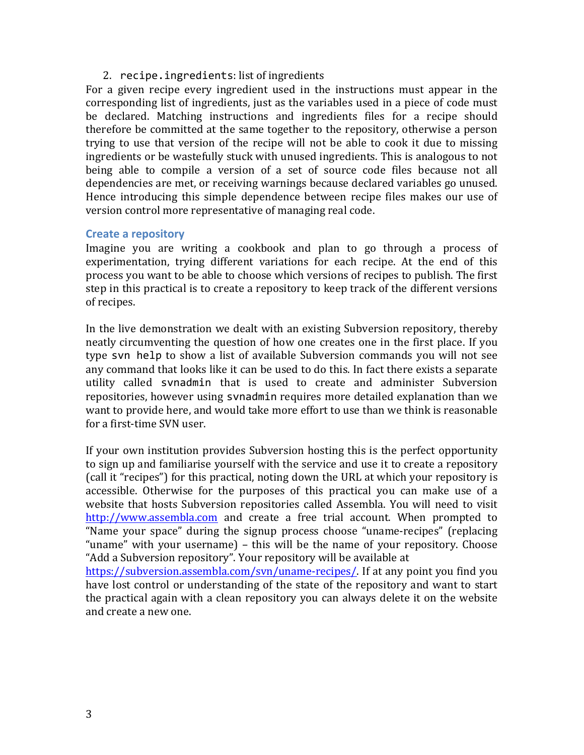2. `recipe.ingredients`: list of ingredients

For a given recipe every ingredient used in the instructions must appear in the corresponding list of ingredients, just as the variables used in a piece of code must be declared. Matching instructions and ingredients files for a recipe should therefore be committed at the same together to the repository, otherwise a person trying to use that version of the recipe will not be able to cook it due to missing ingredients or be wastefully stuck with unused ingredients. This is analogous to not being able to compile a version of a set of source code files because not all dependencies are met, or receiving warnings because declared variables go unused. Hence introducing this simple dependence between recipe files makes our use of version control more representative of managing real code.

### Create a repository

Imagine you are writing a cookbook and plan to go through a process of experimentation, trying different variations for each recipe. At the end of this process you want to be able to choose which versions of recipes to publish. The first step in this practical is to create a repository to keep track of the different versions of recipes.

In the live demonstration we dealt with an existing Subversion repository, thereby neatly circumventing the question of how one creates one in the first place. If you type `svn help` to show a list of available Subversion commands you will not see any command that looks like it can be used to do this. In fact there exists a separate utility called `svnadmin` that is used to create and administer Subversion repositories, however using `svnadmin` requires more detailed explanation than we want to provide here, and would take more effort to use than we think is reasonable for a first-time SVN user.

If your own institution provides Subversion hosting this is the perfect opportunity to sign up and familiarise yourself with the service and use it to create a repository (call it "recipes") for this practical, noting down the URL at which your repository is accessible. Otherwise for the purposes of this practical you can make use of a website that hosts Subversion repositories called Assembla. You will need to visit [http://www.assembla.com](http://www.assembla.com) and create a free trial account. When prompted to "Name your space" during the signup process choose "uname-recipes" (replacing "uname" with your username) – this will be the name of your repository. Choose "Add a Subversion repository". Your repository will be available at [https://subversion.assembla.com/svn/uname-recipes/](https://subversion.assembla.com/svn/uname-recipes/). If at any point you find you have lost control or understanding of the state of the repository and want to start the practical again with a clean repository you can always delete it on the website and create a new one.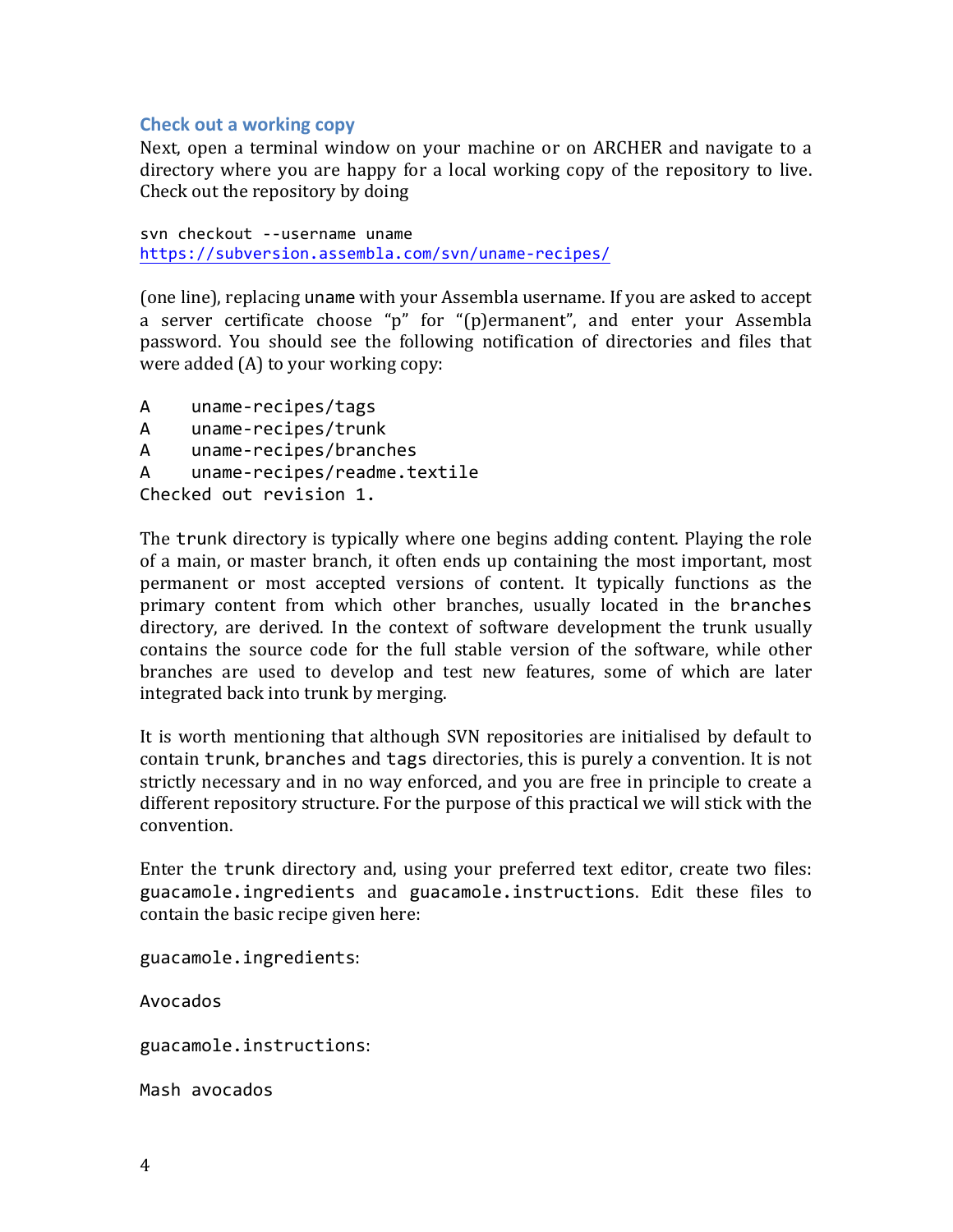### Check out a working copy

Next, open a terminal window on your machine or on ARCHER and navigate to a directory where you are happy for a local working copy of the repository to live. Check out the repository by doing

```
svn checkout --username uname
https://subversion.assembla.com/svn/uname-recipes/
```

(one line), replacing `uname` with your Assembla username. If you are asked to accept a server certificate choose "p" for "(p)ermanent", and enter your Assembla password. You should see the following notification of directories and files that were added (A) to your working copy:

```
A    uname-recipes/tags
A    uname-recipes/trunk
A    uname-recipes/branches
A    uname-recipes/readme.textile
Checked out revision 1.
```

The `trunk` directory is typically where one begins adding content. Playing the role of a main, or master branch, it often ends up containing the most important, most permanent or most accepted versions of content. It typically functions as the primary content from which other branches, usually located in the `branches` directory, are derived. In the context of software development the trunk usually contains the source code for the full stable version of the software, while other branches are used to develop and test new features, some of which are later integrated back into trunk by merging.

It is worth mentioning that although SVN repositories are initialised by default to contain `trunk`, `branches` and `tags` directories, this is purely a convention. It is not strictly necessary and in no way enforced, and you are free in principle to create a different repository structure. For the purpose of this practical we will stick with the convention.

Enter the `trunk` directory and, using your preferred text editor, create two files: `guacamole.ingredients` and `guacamole.instructions`. Edit these files to contain the basic recipe given here:

`guacamole.ingredients`:

```
Avocados
```

`guacamole.instructions`:

```
Mash avocados
```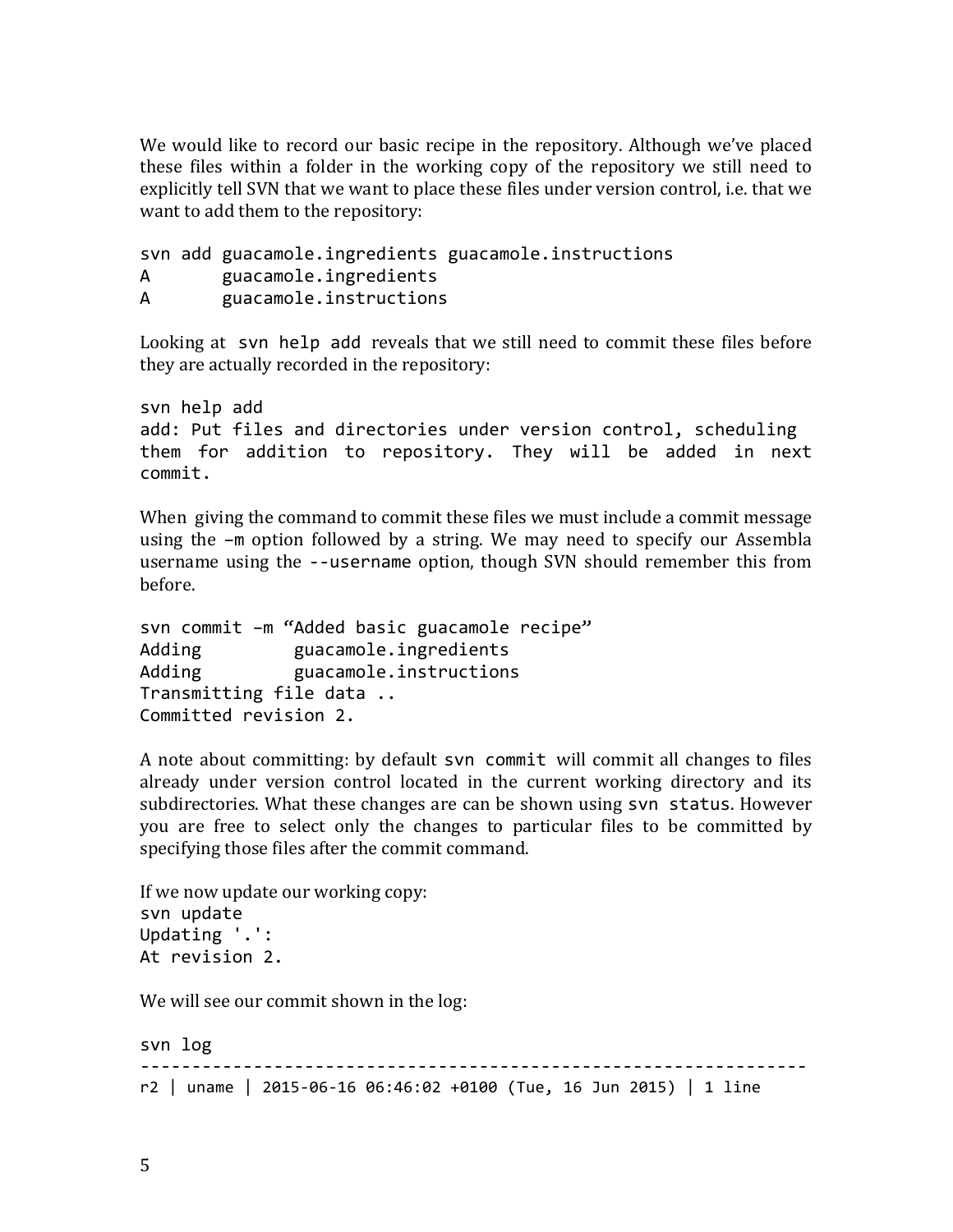We would like to record our basic recipe in the repository. Although we've placed these files within a folder in the working copy of the repository we still need to explicitly tell SVN that we want to place these files under version control, i.e. that we want to add them to the repository:

```
svn add guacamole.ingredients guacamole.instructions
A       guacamole.ingredients
A       guacamole.instructions
```

Looking at `svn help add` reveals that we still need to commit these files before they are actually recorded in the repository:

```
svn help add
add: Put files and directories under version control, scheduling
them for addition to repository. They will be added in next
commit.
```

When giving the command to commit these files we must include a commit message using the `–m` option followed by a string. We may need to specify our Assembla username using the `--username` option, though SVN should remember this from before.

```
svn commit –m "Added basic guacamole recipe"
Adding          guacamole.ingredients
Adding          guacamole.instructions
Transmitting file data ..
Committed revision 2.
```

A note about committing: by default `svn commit` will commit all changes to files already under version control located in the current working directory and its subdirectories. What these changes are can be shown using `svn status`. However you are free to select only the changes to particular files to be committed by specifying those files after the commit command.

If we now update our working copy:

```
svn update
Updating '.':
At revision 2.
```

We will see our commit shown in the log:

```
svn log
------------------------------------------------------------------
r2 | uname | 2015-06-16 06:46:02 +0100 (Tue, 16 Jun 2015) | 1 line
```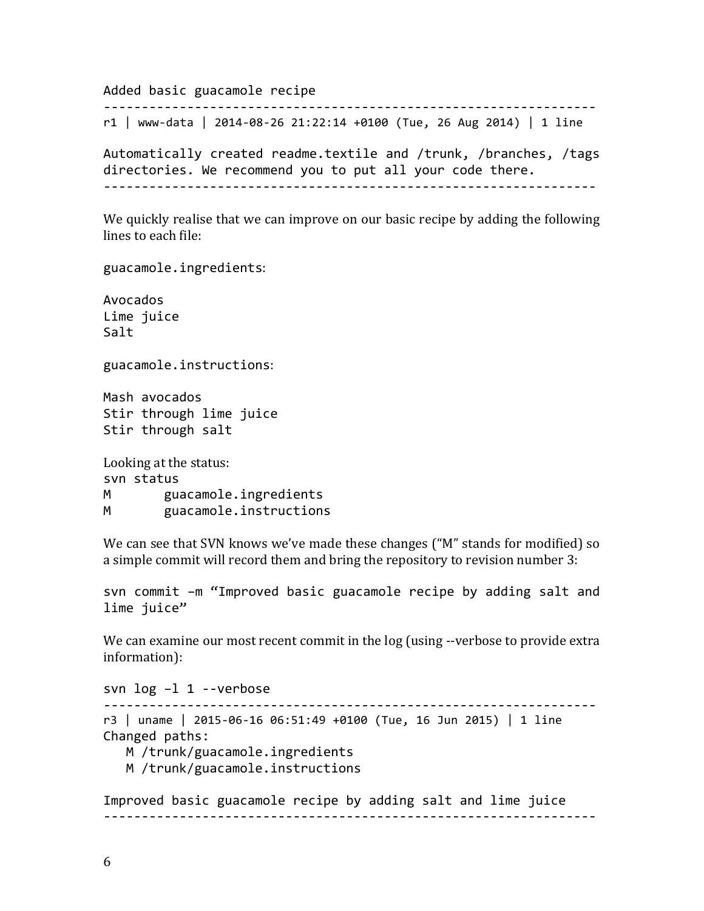```
Added basic guacamole recipe
------------------------------------------------------------------
r1 | www-data | 2014-08-26 21:22:14 +0100 (Tue, 26 Aug 2014) | 1 line

Automatically created readme.textile and /trunk, /branches, /tags
directories. We recommend you to put all your code there.
------------------------------------------------------------------
```

We quickly realise that we can improve on our basic recipe by adding the following lines to each file:

`guacamole.ingredients`:

```
Avocados
Lime juice
Salt
```

`guacamole.instructions`:

```
Mash avocados
Stir through lime juice
Stir through salt
```

Looking at the status:

```
svn status
M       guacamole.ingredients
M       guacamole.instructions
```

We can see that SVN knows we've made these changes ("M" stands for modified) so a simple commit will record them and bring the repository to revision number 3:

```
svn commit –m "Improved basic guacamole recipe by adding salt and
lime juice"
```

We can examine our most recent commit in the log (using --verbose to provide extra information):

```
svn log –l 1 --verbose
------------------------------------------------------------------
r3 | uname | 2015-06-16 06:51:49 +0100 (Tue, 16 Jun 2015) | 1 line
Changed paths:
   M /trunk/guacamole.ingredients
   M /trunk/guacamole.instructions

Improved basic guacamole recipe by adding salt and lime juice
------------------------------------------------------------------
```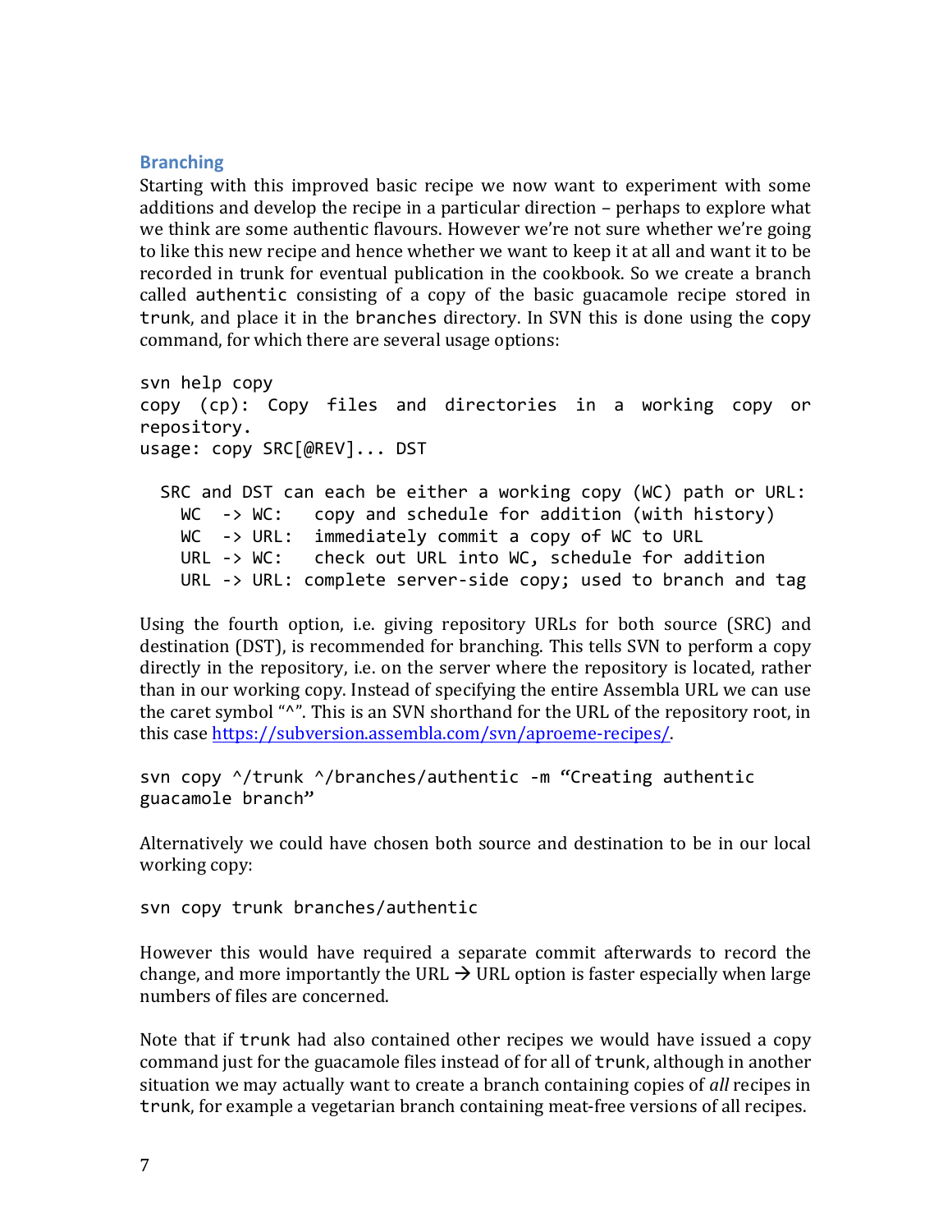## Branching

Starting with this improved basic recipe we now want to experiment with some additions and develop the recipe in a particular direction – perhaps to explore what we think are some authentic flavours. However we're not sure whether we're going to like this new recipe and hence whether we want to keep it at all and want it to be recorded in trunk for eventual publication in the cookbook. So we create a branch called `authentic` consisting of a copy of the basic guacamole recipe stored in `trunk`, and place it in the `branches` directory. In SVN this is done using the `copy` command, for which there are several usage options:

```
svn help copy
copy (cp): Copy files and directories in a working copy or repository.
usage: copy SRC[@REV]... DST

  SRC and DST can each be either a working copy (WC) path or URL:
    WC  -> WC:   copy and schedule for addition (with history)
    WC  -> URL:  immediately commit a copy of WC to URL
    URL -> WC:   check out URL into WC, schedule for addition
    URL -> URL: complete server-side copy; used to branch and tag
```

Using the fourth option, i.e. giving repository URLs for both source (SRC) and destination (DST), is recommended for branching. This tells SVN to perform a copy directly in the repository, i.e. on the server where the repository is located, rather than in our working copy. Instead of specifying the entire Assembla URL we can use the caret symbol "^". This is an SVN shorthand for the URL of the repository root, in this case https://subversion.assembla.com/svn/aproeme-recipes/.

```
svn copy ^/trunk ^/branches/authentic -m "Creating authentic guacamole branch"
```

Alternatively we could have chosen both source and destination to be in our local working copy:

```
svn copy trunk branches/authentic
```

However this would have required a separate commit afterwards to record the change, and more importantly the URL → URL option is faster especially when large numbers of files are concerned.

Note that if `trunk` had also contained other recipes we would have issued a copy command just for the guacamole files instead of for all of `trunk`, although in another situation we may actually want to create a branch containing copies of *all* recipes in `trunk`, for example a vegetarian branch containing meat-free versions of all recipes.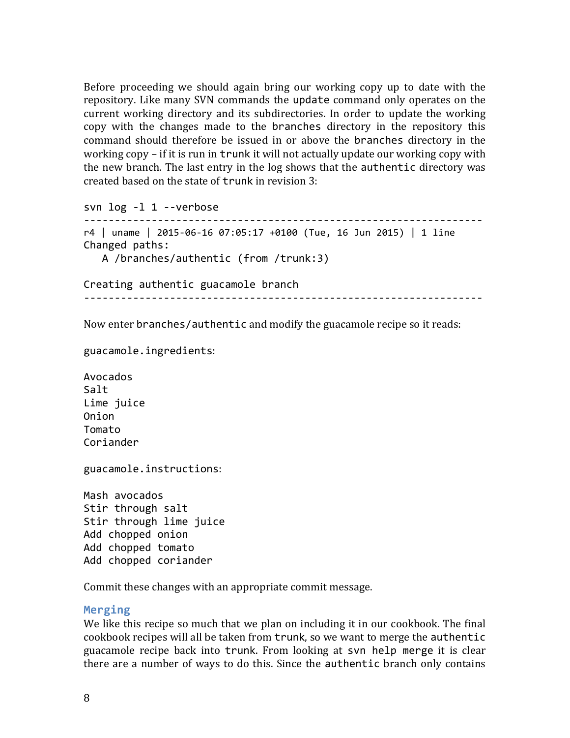Before proceeding we should again bring our working copy up to date with the repository. Like many SVN commands the `update` command only operates on the current working directory and its subdirectories. In order to update the working copy with the changes made to the `branches` directory in the repository this command should therefore be issued in or above the `branches` directory in the working copy – if it is run in `trunk` it will not actually update our working copy with the new branch. The last entry in the log shows that the `authentic` directory was created based on the state of `trunk` in revision 3:

```
svn log -l 1 --verbose
------------------------------------------------------------------
r4 | uname | 2015-06-16 07:05:17 +0100 (Tue, 16 Jun 2015) | 1 line
Changed paths:
   A /branches/authentic (from /trunk:3)

Creating authentic guacamole branch
------------------------------------------------------------------
```

Now enter `branches/authentic` and modify the guacamole recipe so it reads:

`guacamole.ingredients`:

```
Avocados
Salt
Lime juice
Onion
Tomato
Coriander
```

`guacamole.instructions`:

```
Mash avocados
Stir through salt
Stir through lime juice
Add chopped onion
Add chopped tomato
Add chopped coriander
```

Commit these changes with an appropriate commit message.

## Merging

We like this recipe so much that we plan on including it in our cookbook. The final cookbook recipes will all be taken from `trunk`, so we want to merge the `authentic` guacamole recipe back into `trunk`. From looking at `svn help merge` it is clear there are a number of ways to do this. Since the `authentic` branch only contains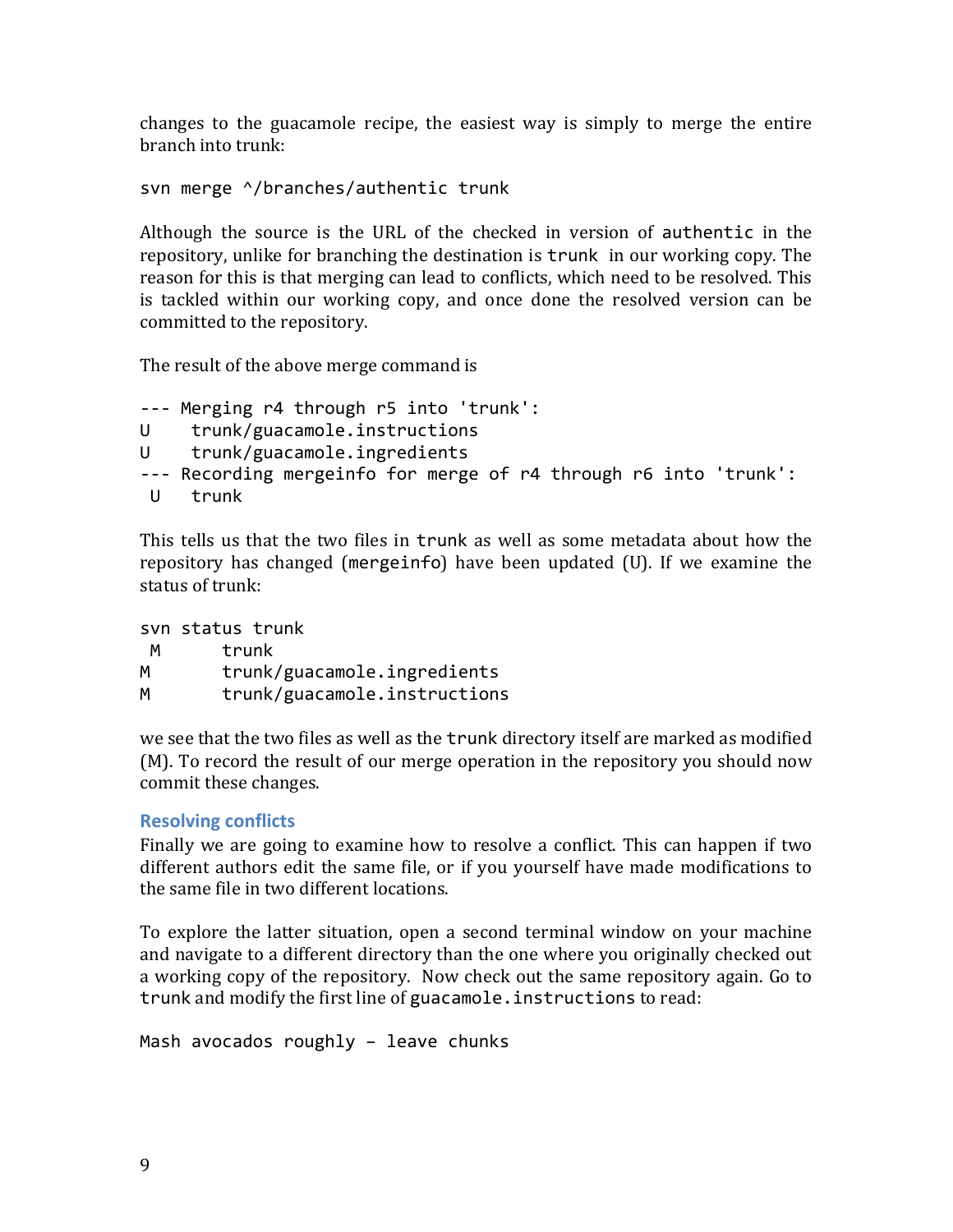changes to the guacamole recipe, the easiest way is simply to merge the entire branch into trunk:

```
svn merge ^/branches/authentic trunk
```

Although the source is the URL of the checked in version of `authentic` in the repository, unlike for branching the destination is `trunk` in our working copy. The reason for this is that merging can lead to conflicts, which need to be resolved. This is tackled within our working copy, and once done the resolved version can be committed to the repository.

The result of the above merge command is

```
--- Merging r4 through r5 into 'trunk':
U    trunk/guacamole.instructions
U    trunk/guacamole.ingredients
--- Recording mergeinfo for merge of r4 through r6 into 'trunk':
 U   trunk
```

This tells us that the two files in `trunk` as well as some metadata about how the repository has changed (`mergeinfo`) have been updated (U). If we examine the status of trunk:

```
svn status trunk
 M      trunk
M       trunk/guacamole.ingredients
M       trunk/guacamole.instructions
```

we see that the two files as well as the `trunk` directory itself are marked as modified (M). To record the result of our merge operation in the repository you should now commit these changes.

### Resolving conflicts

Finally we are going to examine how to resolve a conflict. This can happen if two different authors edit the same file, or if you yourself have made modifications to the same file in two different locations.

To explore the latter situation, open a second terminal window on your machine and navigate to a different directory than the one where you originally checked out a working copy of the repository. Now check out the same repository again. Go to `trunk` and modify the first line of `guacamole.instructions` to read:

```
Mash avocados roughly – leave chunks
```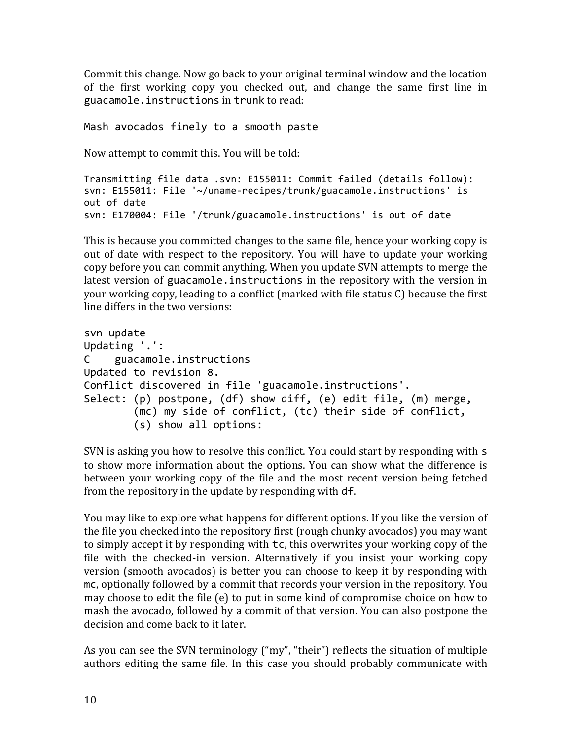Commit this change. Now go back to your original terminal window and the location of the first working copy you checked out, and change the same first line in `guacamole.instructions` in `trunk` to read:

```
Mash avocados finely to a smooth paste
```

Now attempt to commit this. You will be told:

```
Transmitting file data .svn: E155011: Commit failed (details follow):
svn: E155011: File '~/uname-recipes/trunk/guacamole.instructions' is
out of date
svn: E170004: File '/trunk/guacamole.instructions' is out of date
```

This is because you committed changes to the same file, hence your working copy is out of date with respect to the repository. You will have to update your working copy before you can commit anything. When you update SVN attempts to merge the latest version of `guacamole.instructions` in the repository with the version in your working copy, leading to a conflict (marked with file status C) because the first line differs in the two versions:

```
svn update
Updating '.':
C    guacamole.instructions
Updated to revision 8.
Conflict discovered in file 'guacamole.instructions'.
Select: (p) postpone, (df) show diff, (e) edit file, (m) merge,
        (mc) my side of conflict, (tc) their side of conflict,
        (s) show all options:
```

SVN is asking you how to resolve this conflict. You could start by responding with `s` to show more information about the options. You can show what the difference is between your working copy of the file and the most recent version being fetched from the repository in the update by responding with `df`.

You may like to explore what happens for different options. If you like the version of the file you checked into the repository first (rough chunky avocados) you may want to simply accept it by responding with `tc`, this overwrites your working copy of the file with the checked-in version. Alternatively if you insist your working copy version (smooth avocados) is better you can choose to keep it by responding with `mc`, optionally followed by a commit that records your version in the repository. You may choose to edit the file (e) to put in some kind of compromise choice on how to mash the avocado, followed by a commit of that version. You can also postpone the decision and come back to it later.

As you can see the SVN terminology ("my", "their") reflects the situation of multiple authors editing the same file. In this case you should probably communicate with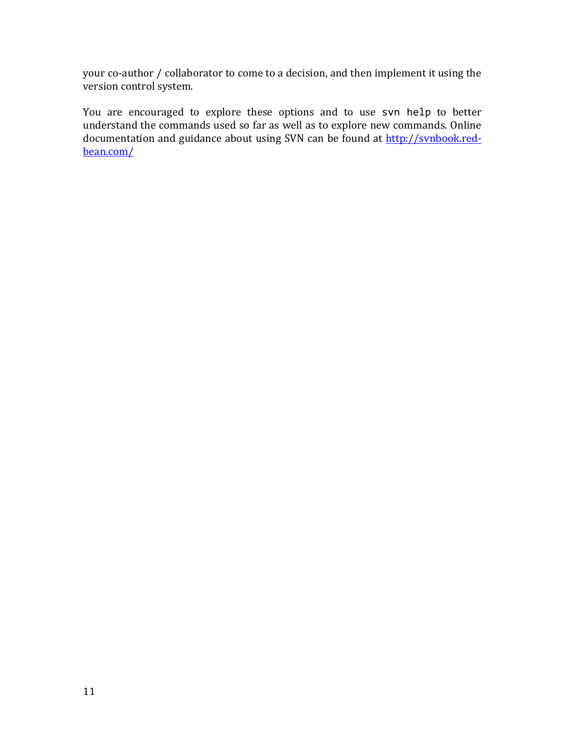your co-author / collaborator to come to a decision, and then implement it using the version control system.

You are encouraged to explore these options and to use `svn help` to better understand the commands used so far as well as to explore new commands. Online documentation and guidance about using SVN can be found at [http://svnbook.red-bean.com/](http://svnbook.red-bean.com/)